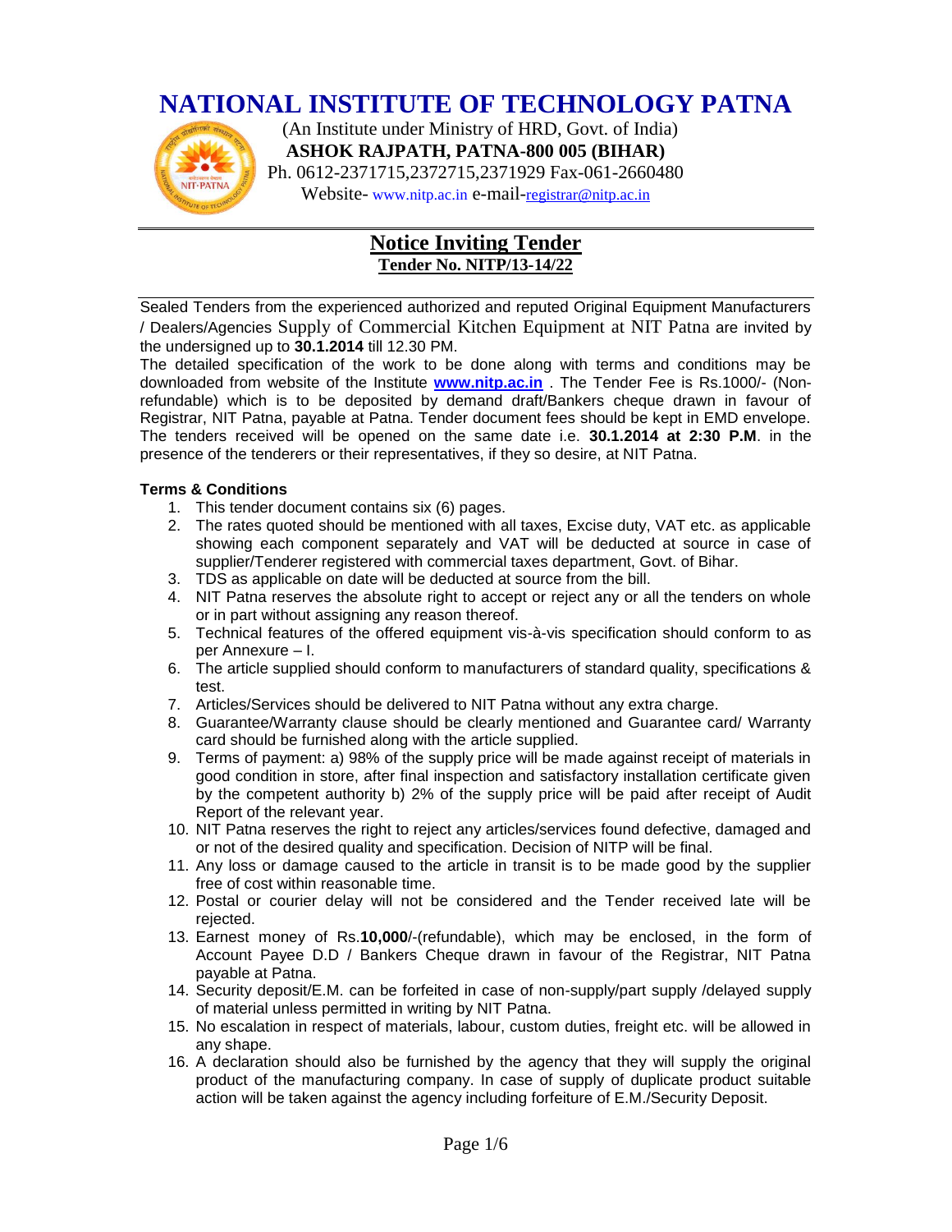# NATIONAL INSTITUTE OF TECHNOLOGY PATNA

(An Institute under Ministry of HRD, Govt. of India)
**ASHOK RAJPATH, PATNA-800 005 (BIHAR)**
Ph. 0612-2371715,2372715,2371929 Fax-061-2660480
Website- www.nitp.ac.in e-mail-registrar@nitp.ac.in

## Notice Inviting Tender
**Tender No. NITP/13-14/22**

Sealed Tenders from the experienced authorized and reputed Original Equipment Manufacturers / Dealers/Agencies Supply of Commercial Kitchen Equipment at NIT Patna are invited by the undersigned up to **30.1.2014** till 12.30 PM.
The detailed specification of the work to be done along with terms and conditions may be downloaded from website of the Institute **www.nitp.ac.in** . The Tender Fee is Rs.1000/- (Non-refundable) which is to be deposited by demand draft/Bankers cheque drawn in favour of Registrar, NIT Patna, payable at Patna. Tender document fees should be kept in EMD envelope. The tenders received will be opened on the same date i.e. **30.1.2014 at 2:30 P.M**. in the presence of the tenderers or their representatives, if they so desire, at NIT Patna.

**Terms & Conditions**

1. This tender document contains six (6) pages.
2. The rates quoted should be mentioned with all taxes, Excise duty, VAT etc. as applicable showing each component separately and VAT will be deducted at source in case of supplier/Tenderer registered with commercial taxes department, Govt. of Bihar.
3. TDS as applicable on date will be deducted at source from the bill.
4. NIT Patna reserves the absolute right to accept or reject any or all the tenders on whole or in part without assigning any reason thereof.
5. Technical features of the offered equipment vis-à-vis specification should conform to as per Annexure – I.
6. The article supplied should conform to manufacturers of standard quality, specifications & test.
7. Articles/Services should be delivered to NIT Patna without any extra charge.
8. Guarantee/Warranty clause should be clearly mentioned and Guarantee card/ Warranty card should be furnished along with the article supplied.
9. Terms of payment: a) 98% of the supply price will be made against receipt of materials in good condition in store, after final inspection and satisfactory installation certificate given by the competent authority b) 2% of the supply price will be paid after receipt of Audit Report of the relevant year.
10. NIT Patna reserves the right to reject any articles/services found defective, damaged and or not of the desired quality and specification. Decision of NITP will be final.
11. Any loss or damage caused to the article in transit is to be made good by the supplier free of cost within reasonable time.
12. Postal or courier delay will not be considered and the Tender received late will be rejected.
13. Earnest money of Rs.**10,000**/-(refundable), which may be enclosed, in the form of Account Payee D.D / Bankers Cheque drawn in favour of the Registrar, NIT Patna payable at Patna.
14. Security deposit/E.M. can be forfeited in case of non-supply/part supply /delayed supply of material unless permitted in writing by NIT Patna.
15. No escalation in respect of materials, labour, custom duties, freight etc. will be allowed in any shape.
16. A declaration should also be furnished by the agency that they will supply the original product of the manufacturing company. In case of supply of duplicate product suitable action will be taken against the agency including forfeiture of E.M./Security Deposit.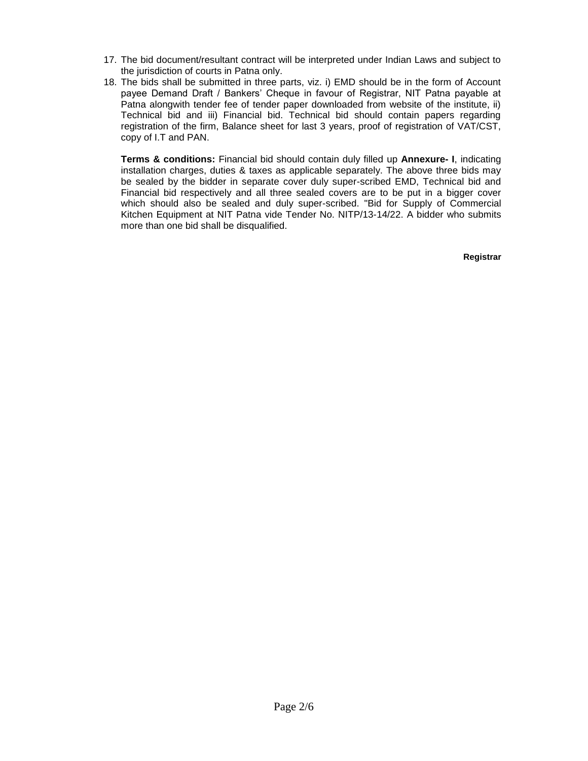17. The bid document/resultant contract will be interpreted under Indian Laws and subject to the jurisdiction of courts in Patna only.
18. The bids shall be submitted in three parts, viz. i) EMD should be in the form of Account payee Demand Draft / Bankers' Cheque in favour of Registrar, NIT Patna payable at Patna alongwith tender fee of tender paper downloaded from website of the institute, ii) Technical bid and iii) Financial bid. Technical bid should contain papers regarding registration of the firm, Balance sheet for last 3 years, proof of registration of VAT/CST, copy of I.T and PAN.

    **Terms & conditions:** Financial bid should contain duly filled up **Annexure- I**, indicating installation charges, duties & taxes as applicable separately. The above three bids may be sealed by the bidder in separate cover duly super-scribed EMD, Technical bid and Financial bid respectively and all three sealed covers are to be put in a bigger cover which should also be sealed and duly super-scribed. "Bid for Supply of Commercial Kitchen Equipment at NIT Patna vide Tender No. NITP/13-14/22. A bidder who submits more than one bid shall be disqualified.

**Registrar**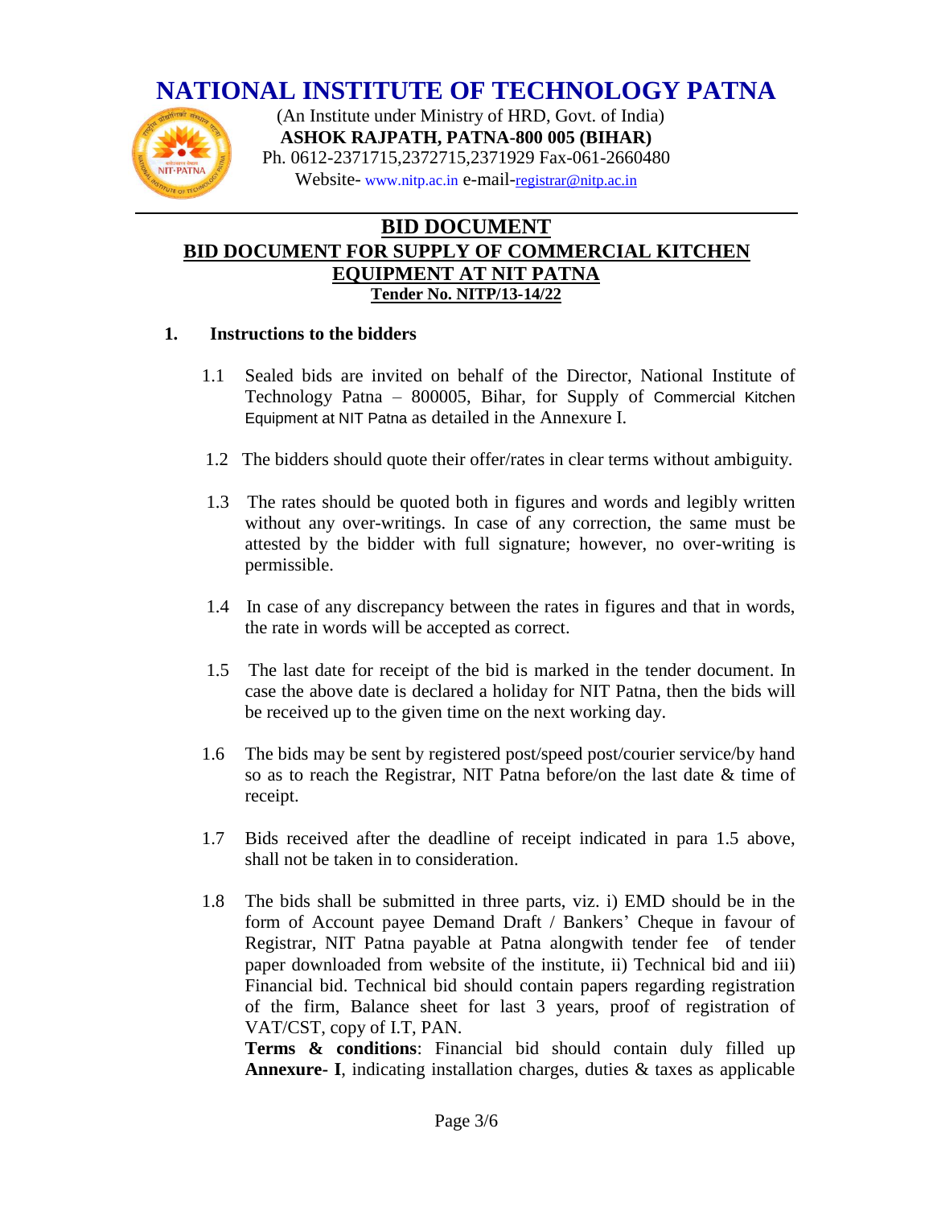# NATIONAL INSTITUTE OF TECHNOLOGY PATNA

(An Institute under Ministry of HRD, Govt. of India)
**ASHOK RAJPATH, PATNA-800 005 (BIHAR)**
Ph. 0612-2371715,2372715,2371929 Fax-061-2660480
Website- www.nitp.ac.in e-mail-registrar@nitp.ac.in

## BID DOCUMENT

## BID DOCUMENT FOR SUPPLY OF COMMERCIAL KITCHEN EQUIPMENT AT NIT PATNA

**Tender No. NITP/13-14/22**

### 1. Instructions to the bidders

1.1 Sealed bids are invited on behalf of the Director, National Institute of Technology Patna – 800005, Bihar, for Supply of Commercial Kitchen Equipment at NIT Patna as detailed in the Annexure I.

1.2 The bidders should quote their offer/rates in clear terms without ambiguity.

1.3 The rates should be quoted both in figures and words and legibly written without any over-writings. In case of any correction, the same must be attested by the bidder with full signature; however, no over-writing is permissible.

1.4 In case of any discrepancy between the rates in figures and that in words, the rate in words will be accepted as correct.

1.5 The last date for receipt of the bid is marked in the tender document. In case the above date is declared a holiday for NIT Patna, then the bids will be received up to the given time on the next working day.

1.6 The bids may be sent by registered post/speed post/courier service/by hand so as to reach the Registrar, NIT Patna before/on the last date & time of receipt.

1.7 Bids received after the deadline of receipt indicated in para 1.5 above, shall not be taken in to consideration.

1.8 The bids shall be submitted in three parts, viz. i) EMD should be in the form of Account payee Demand Draft / Bankers' Cheque in favour of Registrar, NIT Patna payable at Patna alongwith tender fee of tender paper downloaded from website of the institute, ii) Technical bid and iii) Financial bid. Technical bid should contain papers regarding registration of the firm, Balance sheet for last 3 years, proof of registration of VAT/CST, copy of I.T, PAN.

**Terms & conditions**: Financial bid should contain duly filled up **Annexure- I**, indicating installation charges, duties & taxes as applicable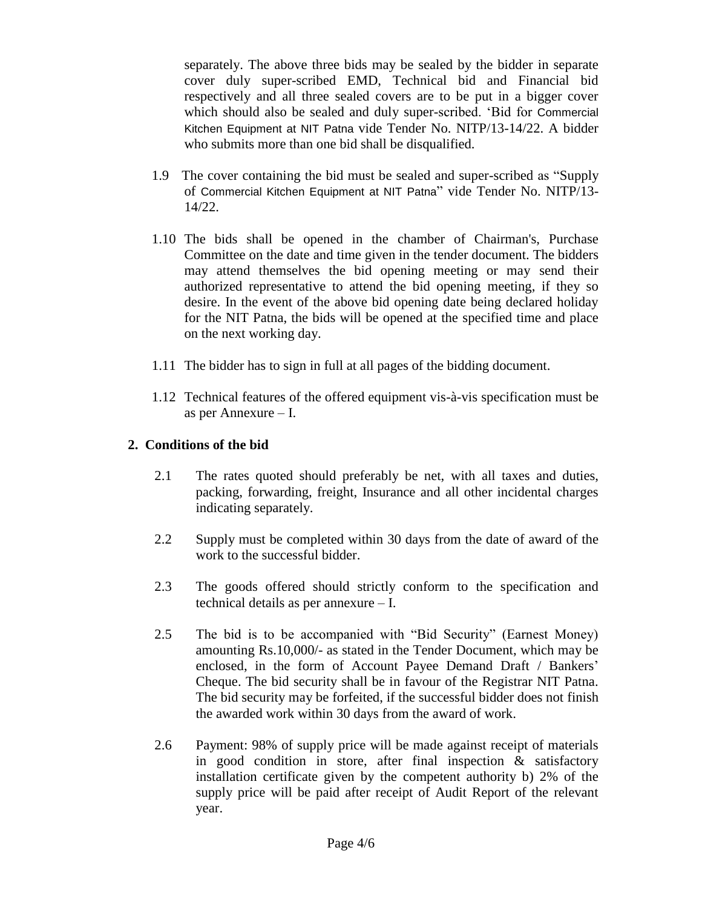separately. The above three bids may be sealed by the bidder in separate cover duly super-scribed EMD, Technical bid and Financial bid respectively and all three sealed covers are to be put in a bigger cover which should also be sealed and duly super-scribed. 'Bid for Commercial Kitchen Equipment at NIT Patna vide Tender No. NITP/13-14/22. A bidder who submits more than one bid shall be disqualified.

1.9 The cover containing the bid must be sealed and super-scribed as "Supply of Commercial Kitchen Equipment at NIT Patna" vide Tender No. NITP/13-14/22.

1.10 The bids shall be opened in the chamber of Chairman's, Purchase Committee on the date and time given in the tender document. The bidders may attend themselves the bid opening meeting or may send their authorized representative to attend the bid opening meeting, if they so desire. In the event of the above bid opening date being declared holiday for the NIT Patna, the bids will be opened at the specified time and place on the next working day.

1.11 The bidder has to sign in full at all pages of the bidding document.

1.12 Technical features of the offered equipment vis-à-vis specification must be as per Annexure – I.

## 2. Conditions of the bid

2.1 The rates quoted should preferably be net, with all taxes and duties, packing, forwarding, freight, Insurance and all other incidental charges indicating separately.

2.2 Supply must be completed within 30 days from the date of award of the work to the successful bidder.

2.3 The goods offered should strictly conform to the specification and technical details as per annexure – I.

2.5 The bid is to be accompanied with "Bid Security" (Earnest Money) amounting Rs.10,000/- as stated in the Tender Document, which may be enclosed, in the form of Account Payee Demand Draft / Bankers' Cheque. The bid security shall be in favour of the Registrar NIT Patna. The bid security may be forfeited, if the successful bidder does not finish the awarded work within 30 days from the award of work.

2.6 Payment: 98% of supply price will be made against receipt of materials in good condition in store, after final inspection & satisfactory installation certificate given by the competent authority b) 2% of the supply price will be paid after receipt of Audit Report of the relevant year.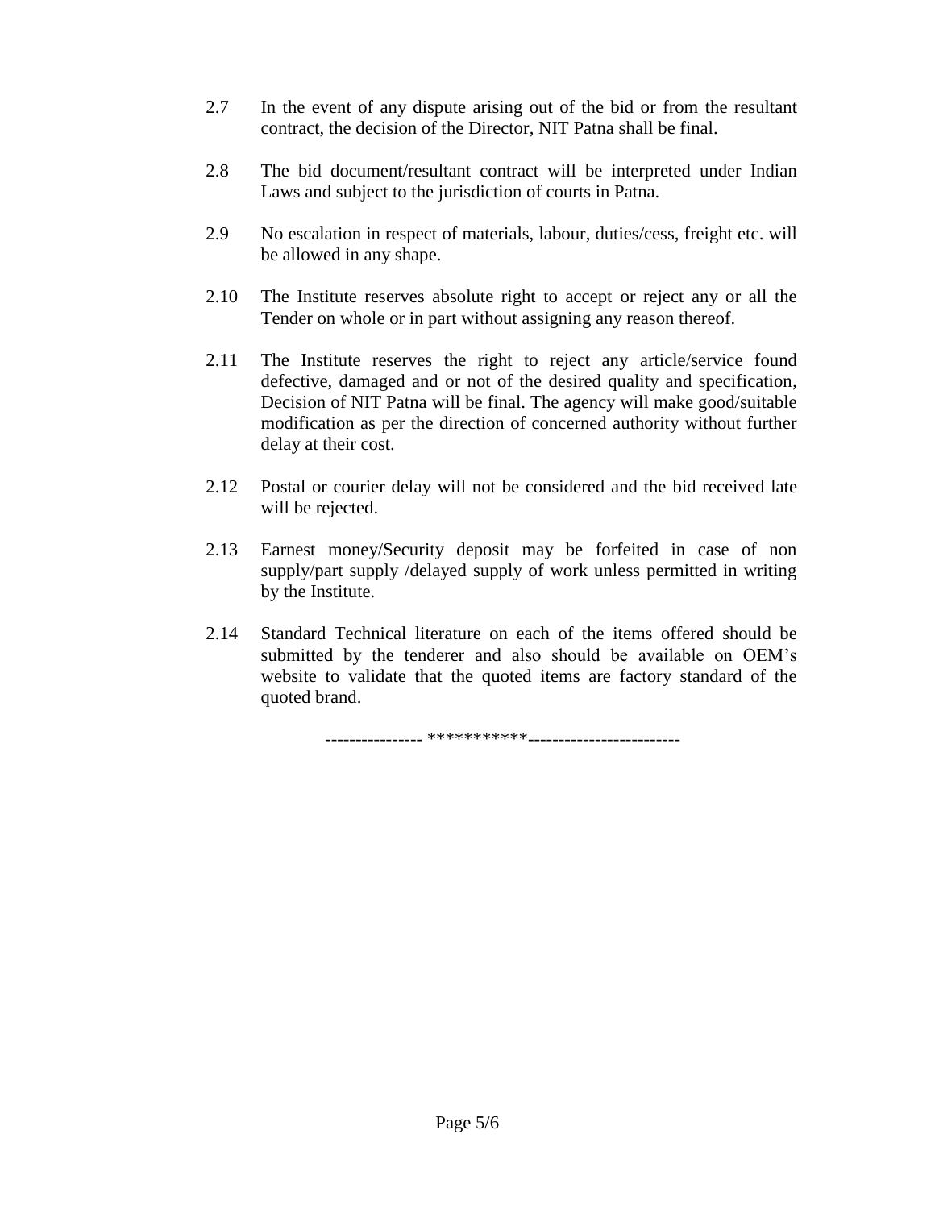2.7 In the event of any dispute arising out of the bid or from the resultant contract, the decision of the Director, NIT Patna shall be final.

2.8 The bid document/resultant contract will be interpreted under Indian Laws and subject to the jurisdiction of courts in Patna.

2.9 No escalation in respect of materials, labour, duties/cess, freight etc. will be allowed in any shape.

2.10 The Institute reserves absolute right to accept or reject any or all the Tender on whole or in part without assigning any reason thereof.

2.11 The Institute reserves the right to reject any article/service found defective, damaged and or not of the desired quality and specification, Decision of NIT Patna will be final. The agency will make good/suitable modification as per the direction of concerned authority without further delay at their cost.

2.12 Postal or courier delay will not be considered and the bid received late will be rejected.

2.13 Earnest money/Security deposit may be forfeited in case of non supply/part supply /delayed supply of work unless permitted in writing by the Institute.

2.14 Standard Technical literature on each of the items offered should be submitted by the tenderer and also should be available on OEM's website to validate that the quoted items are factory standard of the quoted brand.

---------------- ***********-------------------------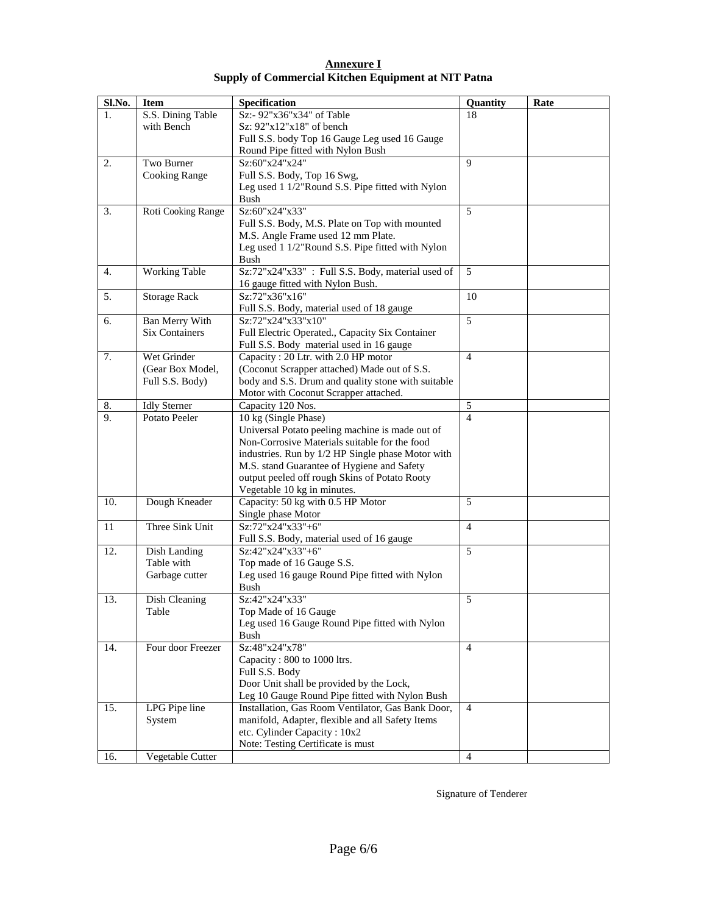**Annexure I**

**Supply of Commercial Kitchen Equipment at NIT Patna**

| Sl.No. | Item | Specification | Quantity | Rate |
|---|---|---|---|---|
| 1. | S.S. Dining Table with Bench | Sz:- 92"x36"x34" of Table<br>Sz: 92"x12"x18" of bench<br>Full S.S. body Top 16 Gauge Leg used 16 Gauge Round Pipe fitted with Nylon Bush | 18 | |
| 2. | Two Burner Cooking Range | Sz:60"x24"x24"<br>Full S.S. Body, Top 16 Swg,<br>Leg used 1 1/2"Round S.S. Pipe fitted with Nylon Bush | 9 | |
| 3. | Roti Cooking Range | Sz:60"x24"x33"<br>Full S.S. Body, M.S. Plate on Top with mounted M.S. Angle Frame used 12 mm Plate.<br>Leg used 1 1/2"Round S.S. Pipe fitted with Nylon Bush | 5 | |
| 4. | Working Table | Sz:72"x24"x33" : Full S.S. Body, material used of 16 gauge fitted with Nylon Bush. | 5 | |
| 5. | Storage Rack | Sz:72"x36"x16"<br>Full S.S. Body, material used of 18 gauge | 10 | |
| 6. | Ban Merry With Six Containers | Sz:72"x24"x33"x10"<br>Full Electric Operated., Capacity Six Container<br>Full S.S. Body material used in 16 gauge | 5 | |
| 7. | Wet Grinder (Gear Box Model, Full S.S. Body) | Capacity : 20 Ltr. with 2.0 HP motor (Coconut Scrapper attached) Made out of S.S. body and S.S. Drum and quality stone with suitable Motor with Coconut Scrapper attached. | 4 | |
| 8. | Idly Sterner | Capacity 120 Nos. | 5 | |
| 9. | Potato Peeler | 10 kg (Single Phase)<br>Universal Potato peeling machine is made out of Non-Corrosive Materials suitable for the food industries. Run by 1/2 HP Single phase Motor with M.S. stand Guarantee of Hygiene and Safety output peeled off rough Skins of Potato Rooty Vegetable 10 kg in minutes. | 4 | |
| 10. | Dough Kneader | Capacity: 50 kg with 0.5 HP Motor<br>Single phase Motor | 5 | |
| 11 | Three Sink Unit | Sz:72"x24"x33"+6"<br>Full S.S. Body, material used of 16 gauge | 4 | |
| 12. | Dish Landing Table with Garbage cutter | Sz:42"x24"x33"+6"<br>Top made of 16 Gauge S.S.<br>Leg used 16 gauge Round Pipe fitted with Nylon Bush | 5 | |
| 13. | Dish Cleaning Table | Sz:42"x24"x33"<br>Top Made of 16 Gauge<br>Leg used 16 Gauge Round Pipe fitted with Nylon Bush | 5 | |
| 14. | Four door Freezer | Sz:48"x24"x78"<br>Capacity : 800 to 1000 ltrs.<br>Full S.S. Body<br>Door Unit shall be provided by the Lock,<br>Leg 10 Gauge Round Pipe fitted with Nylon Bush | 4 | |
| 15. | LPG Pipe line System | Installation, Gas Room Ventilator, Gas Bank Door, manifold, Adapter, flexible and all Safety Items etc. Cylinder Capacity : 10x2<br>Note: Testing Certificate is must | 4 | |
| 16. | Vegetable Cutter | | 4 | |

Signature of Tenderer